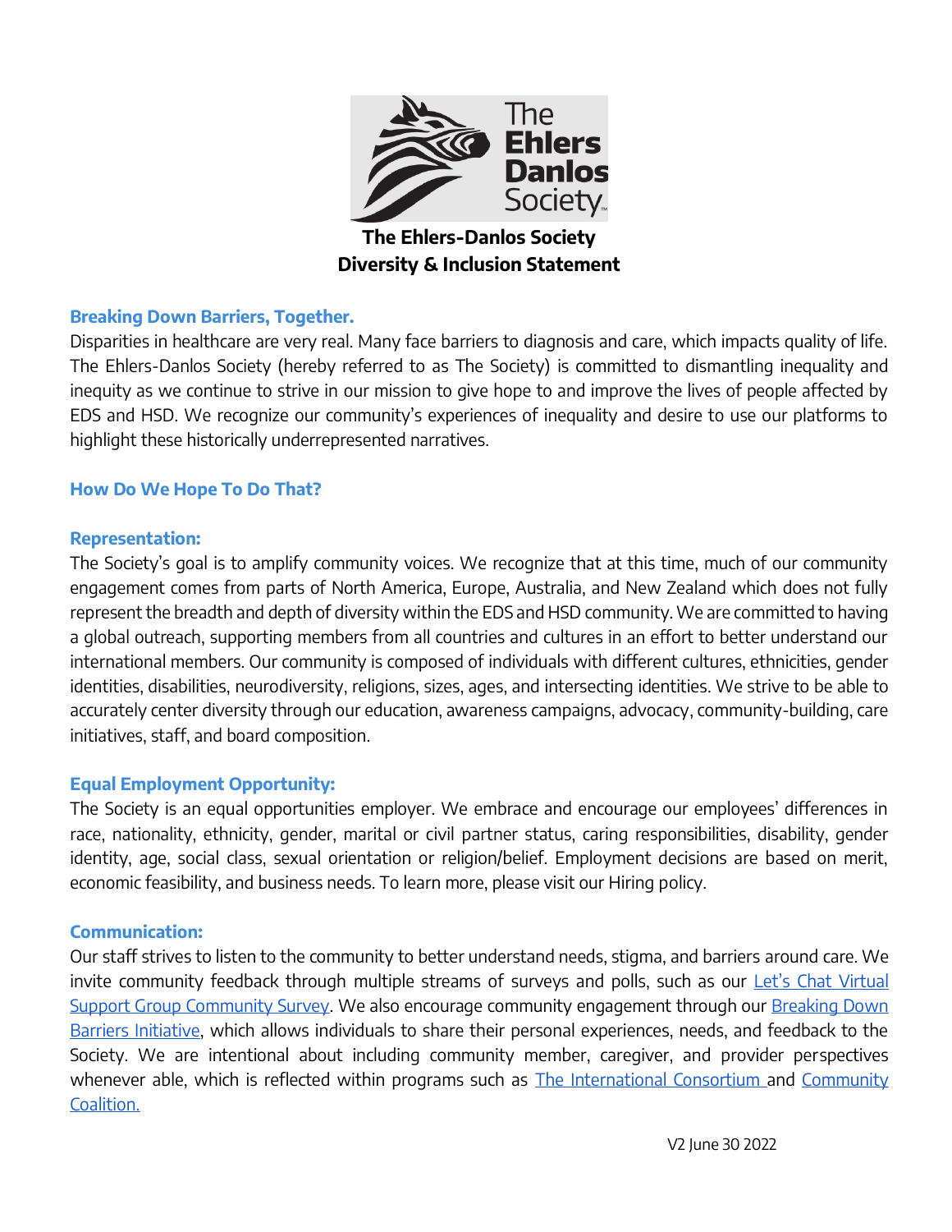# The Ehlers-Danlos Society Diversity & Inclusion Statement

## Breaking Down Barriers, Together.

Disparities in healthcare are very real. Many face barriers to diagnosis and care, which impacts quality of life. The Ehlers-Danlos Society (hereby referred to as The Society) is committed to dismantling inequality and inequity as we continue to strive in our mission to give hope to and improve the lives of people affected by EDS and HSD. We recognize our community's experiences of inequality and desire to use our platforms to highlight these historically underrepresented narratives.

## How Do We Hope To Do That?

### Representation:

The Society's goal is to amplify community voices. We recognize that at this time, much of our community engagement comes from parts of North America, Europe, Australia, and New Zealand which does not fully represent the breadth and depth of diversity within the EDS and HSD community. We are committed to having a global outreach, supporting members from all countries and cultures in an effort to better understand our international members. Our community is composed of individuals with different cultures, ethnicities, gender identities, disabilities, neurodiversity, religions, sizes, ages, and intersecting identities. We strive to be able to accurately center diversity through our education, awareness campaigns, advocacy, community-building, care initiatives, staff, and board composition.

### Equal Employment Opportunity:

The Society is an equal opportunities employer. We embrace and encourage our employees' differences in race, nationality, ethnicity, gender, marital or civil partner status, caring responsibilities, disability, gender identity, age, social class, sexual orientation or religion/belief. Employment decisions are based on merit, economic feasibility, and business needs. To learn more, please visit our Hiring policy.

### Communication:

Our staff strives to listen to the community to better understand needs, stigma, and barriers around care. We invite community feedback through multiple streams of surveys and polls, such as our Let's Chat Virtual Support Group Community Survey. We also encourage community engagement through our Breaking Down Barriers Initiative, which allows individuals to share their personal experiences, needs, and feedback to the Society. We are intentional about including community member, caregiver, and provider perspectives whenever able, which is reflected within programs such as The International Consortium and Community Coalition.

V2 June 30 2022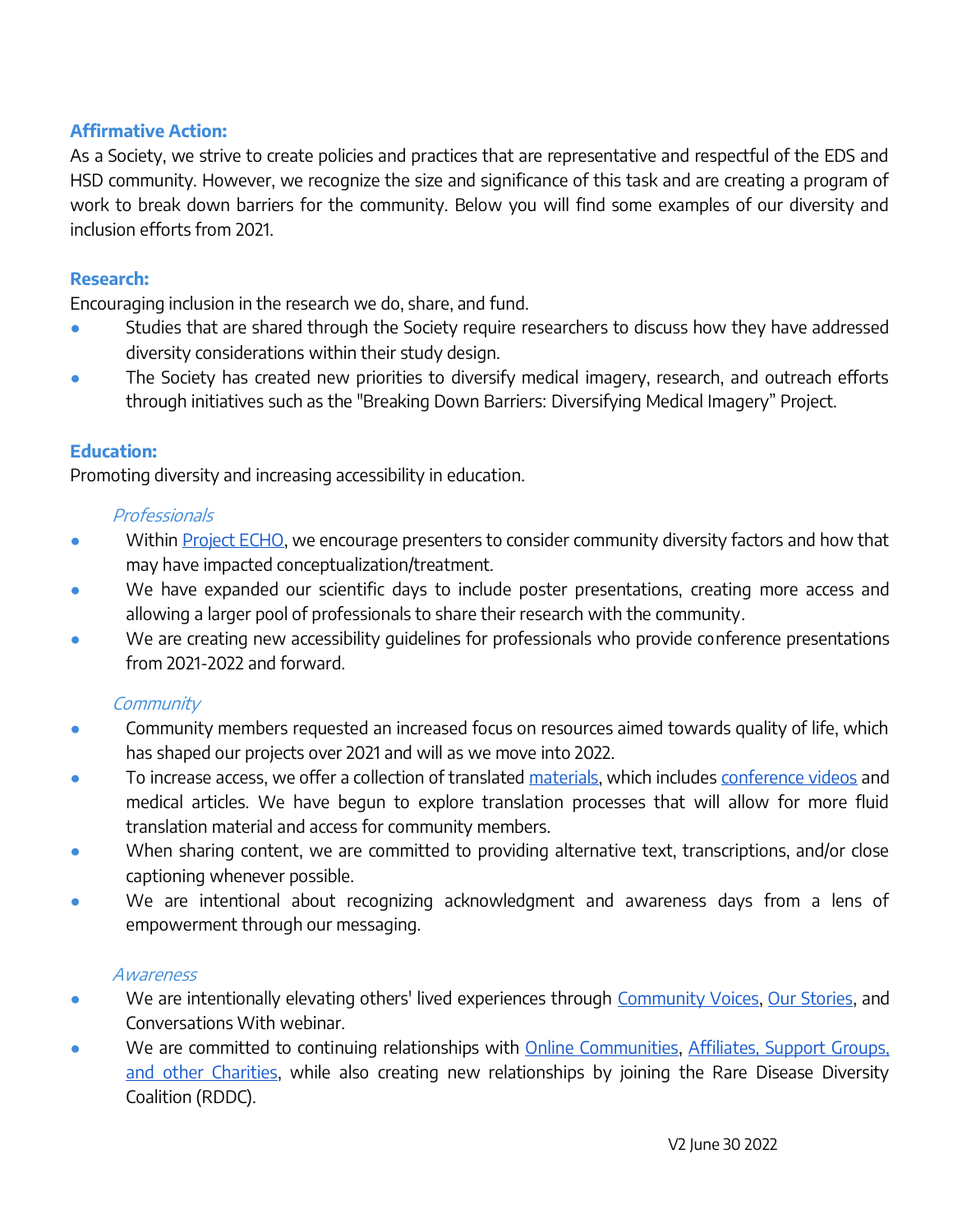**Affirmative Action:**

As a Society, we strive to create policies and practices that are representative and respectful of the EDS and HSD community. However, we recognize the size and significance of this task and are creating a program of work to break down barriers for the community. Below you will find some examples of our diversity and inclusion efforts from 2021.

**Research:**

Encouraging inclusion in the research we do, share, and fund.

- Studies that are shared through the Society require researchers to discuss how they have addressed diversity considerations within their study design.
- The Society has created new priorities to diversify medical imagery, research, and outreach efforts through initiatives such as the "Breaking Down Barriers: Diversifying Medical Imagery" Project.

**Education:**

Promoting diversity and increasing accessibility in education.

*Professionals*

- Within Project ECHO, we encourage presenters to consider community diversity factors and how that may have impacted conceptualization/treatment.
- We have expanded our scientific days to include poster presentations, creating more access and allowing a larger pool of professionals to share their research with the community.
- We are creating new accessibility guidelines for professionals who provide conference presentations from 2021-2022 and forward.

*Community*

- Community members requested an increased focus on resources aimed towards quality of life, which has shaped our projects over 2021 and will as we move into 2022.
- To increase access, we offer a collection of translated materials, which includes conference videos and medical articles. We have begun to explore translation processes that will allow for more fluid translation material and access for community members.
- When sharing content, we are committed to providing alternative text, transcriptions, and/or close captioning whenever possible.
- We are intentional about recognizing acknowledgment and awareness days from a lens of empowerment through our messaging.

*Awareness*

- We are intentionally elevating others' lived experiences through Community Voices, Our Stories, and Conversations With webinar.
- We are committed to continuing relationships with Online Communities, Affiliates, Support Groups, and other Charities, while also creating new relationships by joining the Rare Disease Diversity Coalition (RDDC).

V2 June 30 2022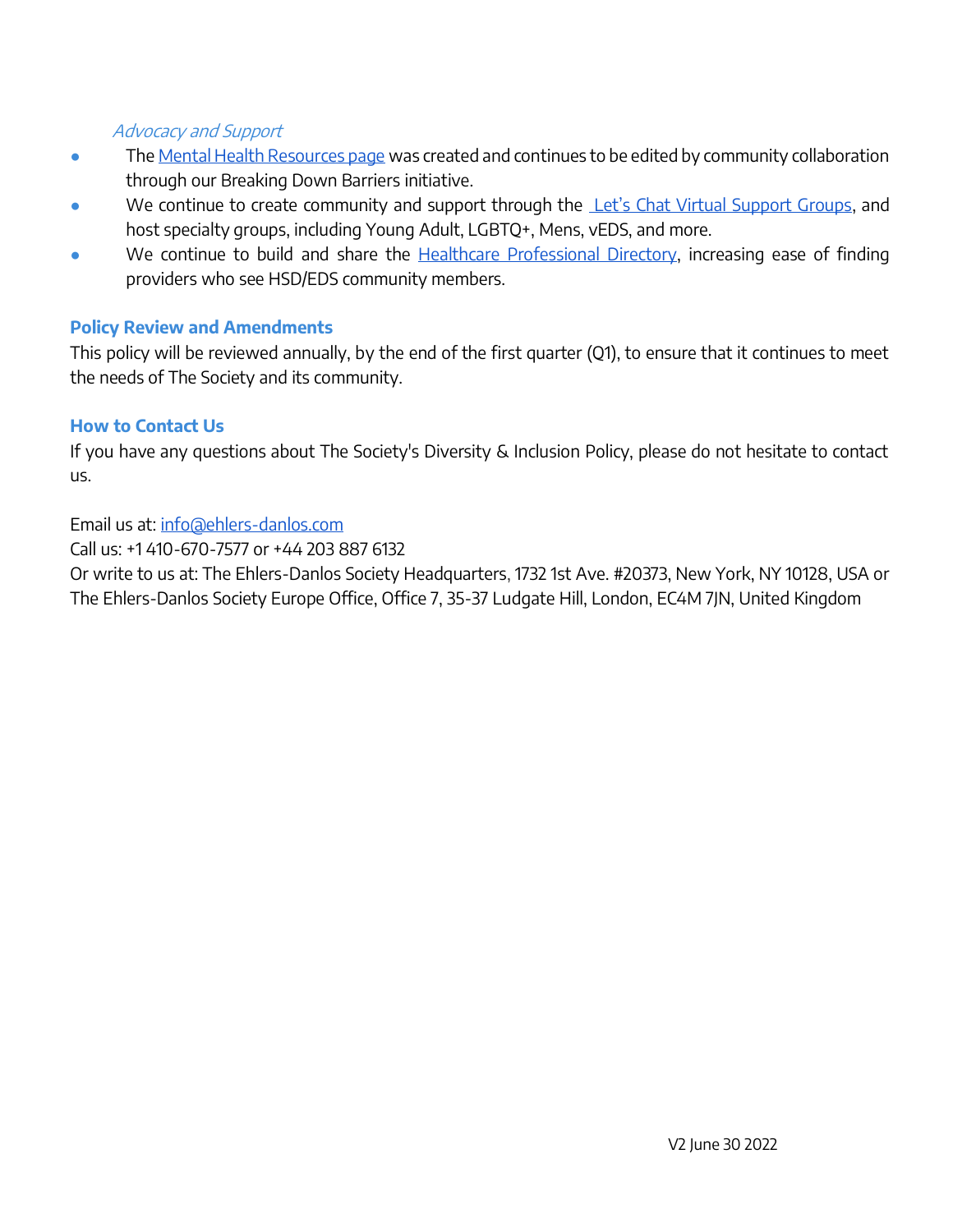*Advocacy and Support*

- The Mental Health Resources page was created and continues to be edited by community collaboration through our Breaking Down Barriers initiative.
- We continue to create community and support through the Let's Chat Virtual Support Groups, and host specialty groups, including Young Adult, LGBTQ+, Mens, vEDS, and more.
- We continue to build and share the Healthcare Professional Directory, increasing ease of finding providers who see HSD/EDS community members.

## Policy Review and Amendments

This policy will be reviewed annually, by the end of the first quarter (Q1), to ensure that it continues to meet the needs of The Society and its community.

## How to Contact Us

If you have any questions about The Society's Diversity & Inclusion Policy, please do not hesitate to contact us.

Email us at: info@ehlers-danlos.com
Call us: +1 410-670-7577 or +44 203 887 6132
Or write to us at: The Ehlers-Danlos Society Headquarters, 1732 1st Ave. #20373, New York, NY 10128, USA or The Ehlers-Danlos Society Europe Office, Office 7, 35-37 Ludgate Hill, London, EC4M 7JN, United Kingdom

V2 June 30 2022